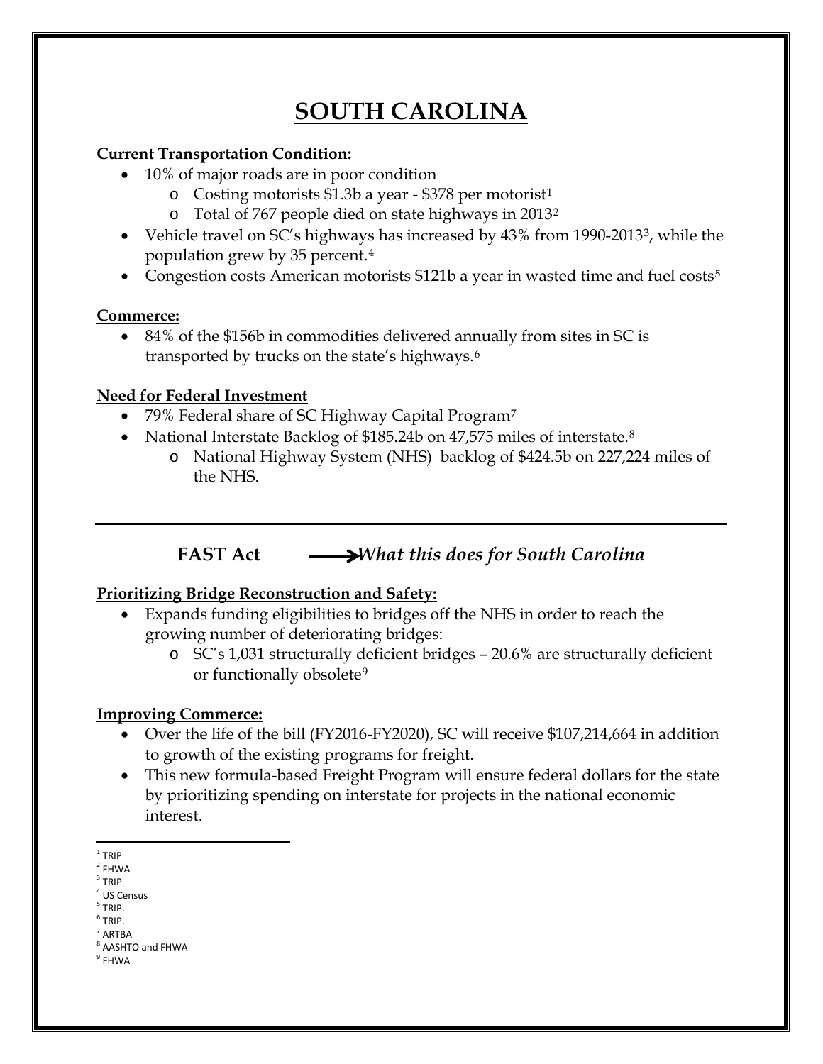# SOUTH CAROLINA

**Current Transportation Condition:**

- 10% of major roads are in poor condition
  - Costing motorists $1.3b a year - $378 per motorist[1]
  - Total of 767 people died on state highways in 2013[2]
- Vehicle travel on SC's highways has increased by 43% from 1990-2013[3], while the population grew by 35 percent.[4]
- Congestion costs American motorists $121b a year in wasted time and fuel costs[5]

**Commerce:**

- 84% of the $156b in commodities delivered annually from sites in SC is transported by trucks on the state's highways.[6]

**Need for Federal Investment**

- 79% Federal share of SC Highway Capital Program[7]
- National Interstate Backlog of $185.24b on 47,575 miles of interstate.[8]
  - National Highway System (NHS) backlog of $424.5b on 227,224 miles of the NHS.

---

## FAST Act → *What this does for South Carolina*

**Prioritizing Bridge Reconstruction and Safety:**

- Expands funding eligibilities to bridges off the NHS in order to reach the growing number of deteriorating bridges:
  - SC's 1,031 structurally deficient bridges – 20.6% are structurally deficient or functionally obsolete[9]

**Improving Commerce:**

- Over the life of the bill (FY2016-FY2020), SC will receive $107,214,664 in addition to growth of the existing programs for freight.
- This new formula-based Freight Program will ensure federal dollars for the state by prioritizing spending on interstate for projects in the national economic interest.

---

[1] TRIP
[2] FHWA
[3] TRIP
[4] US Census
[5] TRIP.
[6] TRIP.
[7] ARTBA
[8] AASHTO and FHWA
[9] FHWA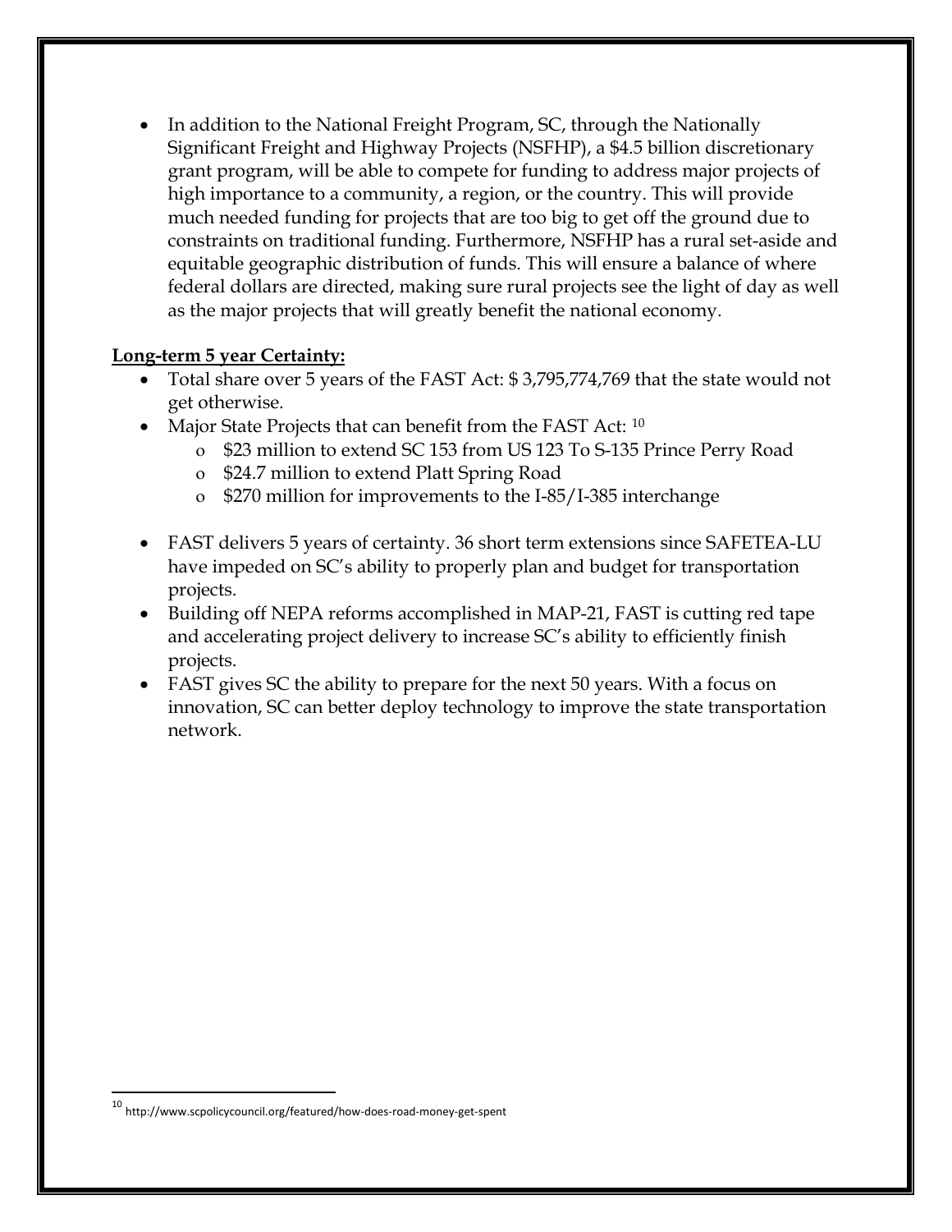- In addition to the National Freight Program, SC, through the Nationally Significant Freight and Highway Projects (NSFHP), a $4.5 billion discretionary grant program, will be able to compete for funding to address major projects of high importance to a community, a region, or the country. This will provide much needed funding for projects that are too big to get off the ground due to constraints on traditional funding. Furthermore, NSFHP has a rural set-aside and equitable geographic distribution of funds. This will ensure a balance of where federal dollars are directed, making sure rural projects see the light of day as well as the major projects that will greatly benefit the national economy.

**Long-term 5 year Certainty:**

- Total share over 5 years of the FAST Act: $ 3,795,774,769 that the state would not get otherwise.
- Major State Projects that can benefit from the FAST Act: [10]
  - $23 million to extend SC 153 from US 123 To S-135 Prince Perry Road
  - $24.7 million to extend Platt Spring Road
  - $270 million for improvements to the I-85/I-385 interchange
- FAST delivers 5 years of certainty. 36 short term extensions since SAFETEA-LU have impeded on SC's ability to properly plan and budget for transportation projects.
- Building off NEPA reforms accomplished in MAP-21, FAST is cutting red tape and accelerating project delivery to increase SC's ability to efficiently finish projects.
- FAST gives SC the ability to prepare for the next 50 years. With a focus on innovation, SC can better deploy technology to improve the state transportation network.

[10] http://www.scpolicycouncil.org/featured/how-does-road-money-get-spent